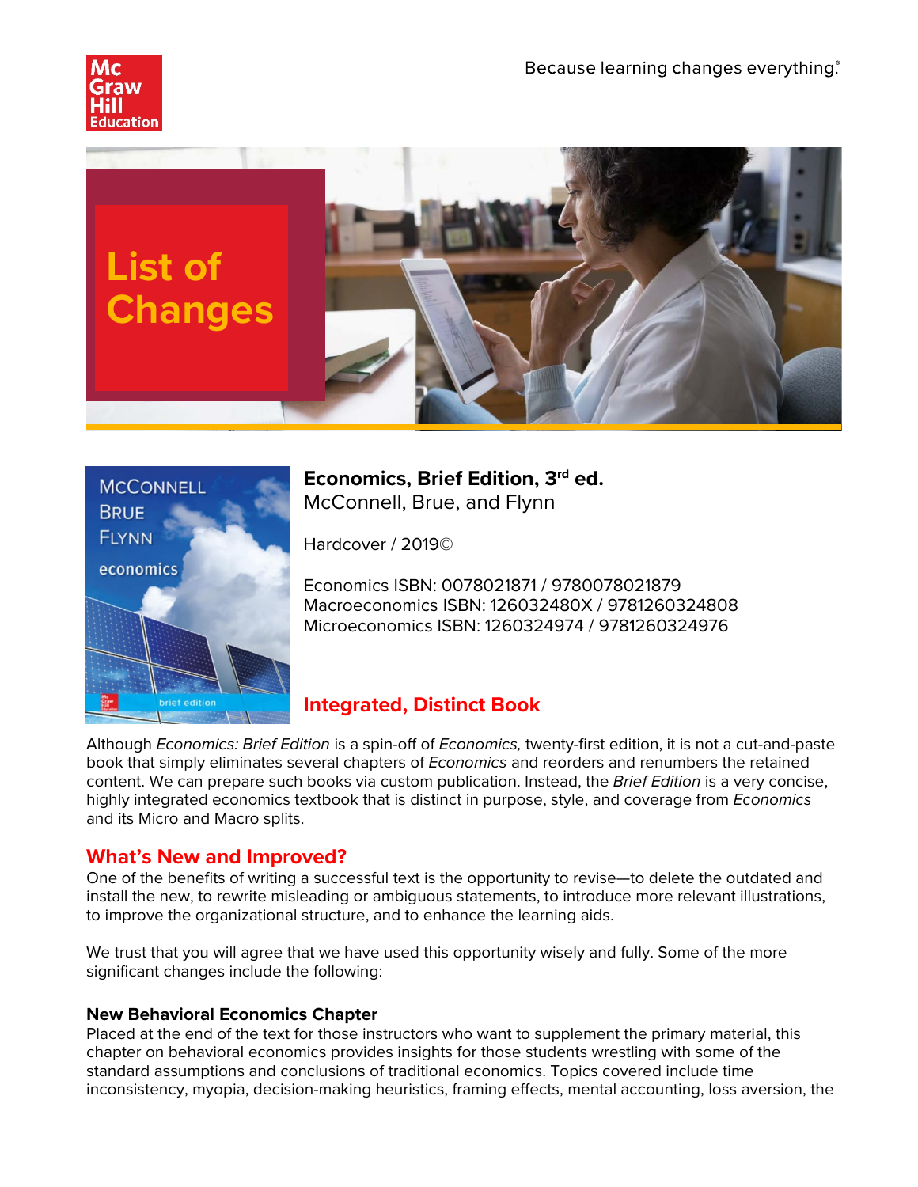Because learning changes everything.®

# List of Changes

**Economics, Brief Edition, 3rd ed.**
McConnell, Brue, and Flynn

Hardcover / 2019©

Economics ISBN: 0078021871 / 9780078021879
Macroeconomics ISBN: 126032480X / 9781260324808
Microeconomics ISBN: 1260324974 / 9781260324976

## Integrated, Distinct Book

Although *Economics: Brief Edition* is a spin-off of *Economics,* twenty-first edition, it is not a cut-and-paste book that simply eliminates several chapters of *Economics* and reorders and renumbers the retained content. We can prepare such books via custom publication. Instead, the *Brief Edition* is a very concise, highly integrated economics textbook that is distinct in purpose, style, and coverage from *Economics* and its Micro and Macro splits.

## What's New and Improved?

One of the benefits of writing a successful text is the opportunity to revise—to delete the outdated and install the new, to rewrite misleading or ambiguous statements, to introduce more relevant illustrations, to improve the organizational structure, and to enhance the learning aids.

We trust that you will agree that we have used this opportunity wisely and fully. Some of the more significant changes include the following:

### New Behavioral Economics Chapter

Placed at the end of the text for those instructors who want to supplement the primary material, this chapter on behavioral economics provides insights for those students wrestling with some of the standard assumptions and conclusions of traditional economics. Topics covered include time inconsistency, myopia, decision-making heuristics, framing effects, mental accounting, loss aversion, the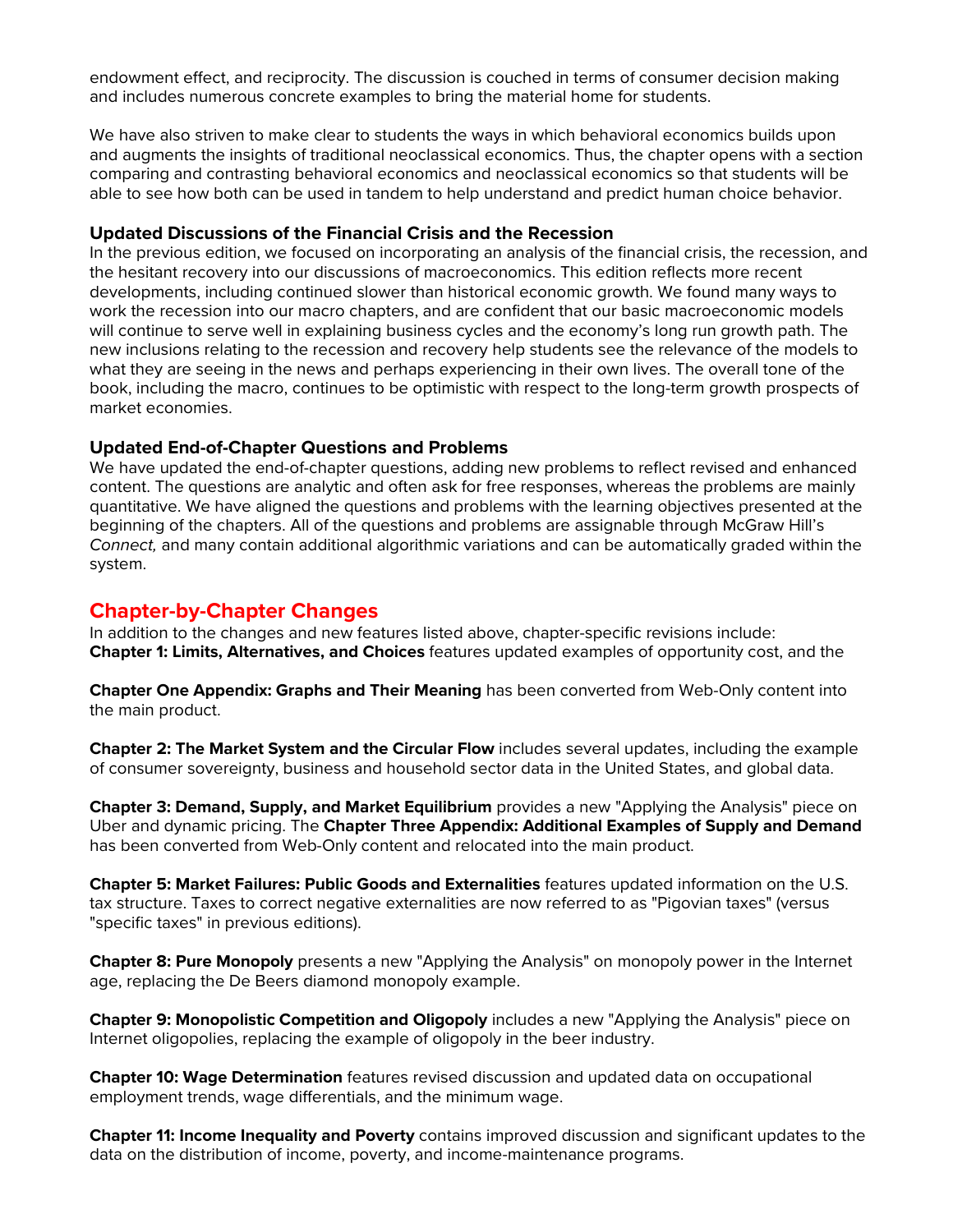endowment effect, and reciprocity. The discussion is couched in terms of consumer decision making and includes numerous concrete examples to bring the material home for students.

We have also striven to make clear to students the ways in which behavioral economics builds upon and augments the insights of traditional neoclassical economics. Thus, the chapter opens with a section comparing and contrasting behavioral economics and neoclassical economics so that students will be able to see how both can be used in tandem to help understand and predict human choice behavior.

### Updated Discussions of the Financial Crisis and the Recession

In the previous edition, we focused on incorporating an analysis of the financial crisis, the recession, and the hesitant recovery into our discussions of macroeconomics. This edition reflects more recent developments, including continued slower than historical economic growth. We found many ways to work the recession into our macro chapters, and are confident that our basic macroeconomic models will continue to serve well in explaining business cycles and the economy's long run growth path. The new inclusions relating to the recession and recovery help students see the relevance of the models to what they are seeing in the news and perhaps experiencing in their own lives. The overall tone of the book, including the macro, continues to be optimistic with respect to the long-term growth prospects of market economies.

### Updated End-of-Chapter Questions and Problems

We have updated the end-of-chapter questions, adding new problems to reflect revised and enhanced content. The questions are analytic and often ask for free responses, whereas the problems are mainly quantitative. We have aligned the questions and problems with the learning objectives presented at the beginning of the chapters. All of the questions and problems are assignable through McGraw Hill's *Connect,* and many contain additional algorithmic variations and can be automatically graded within the system.

## Chapter-by-Chapter Changes

In addition to the changes and new features listed above, chapter-specific revisions include:
**Chapter 1: Limits, Alternatives, and Choices** features updated examples of opportunity cost, and the

**Chapter One Appendix: Graphs and Their Meaning** has been converted from Web-Only content into the main product.

**Chapter 2: The Market System and the Circular Flow** includes several updates, including the example of consumer sovereignty, business and household sector data in the United States, and global data.

**Chapter 3: Demand, Supply, and Market Equilibrium** provides a new "Applying the Analysis" piece on Uber and dynamic pricing. The **Chapter Three Appendix: Additional Examples of Supply and Demand** has been converted from Web-Only content and relocated into the main product.

**Chapter 5: Market Failures: Public Goods and Externalities** features updated information on the U.S. tax structure. Taxes to correct negative externalities are now referred to as "Pigovian taxes" (versus "specific taxes" in previous editions).

**Chapter 8: Pure Monopoly** presents a new "Applying the Analysis" on monopoly power in the Internet age, replacing the De Beers diamond monopoly example.

**Chapter 9: Monopolistic Competition and Oligopoly** includes a new "Applying the Analysis" piece on Internet oligopolies, replacing the example of oligopoly in the beer industry.

**Chapter 10: Wage Determination** features revised discussion and updated data on occupational employment trends, wage differentials, and the minimum wage.

**Chapter 11: Income Inequality and Poverty** contains improved discussion and significant updates to the data on the distribution of income, poverty, and income-maintenance programs.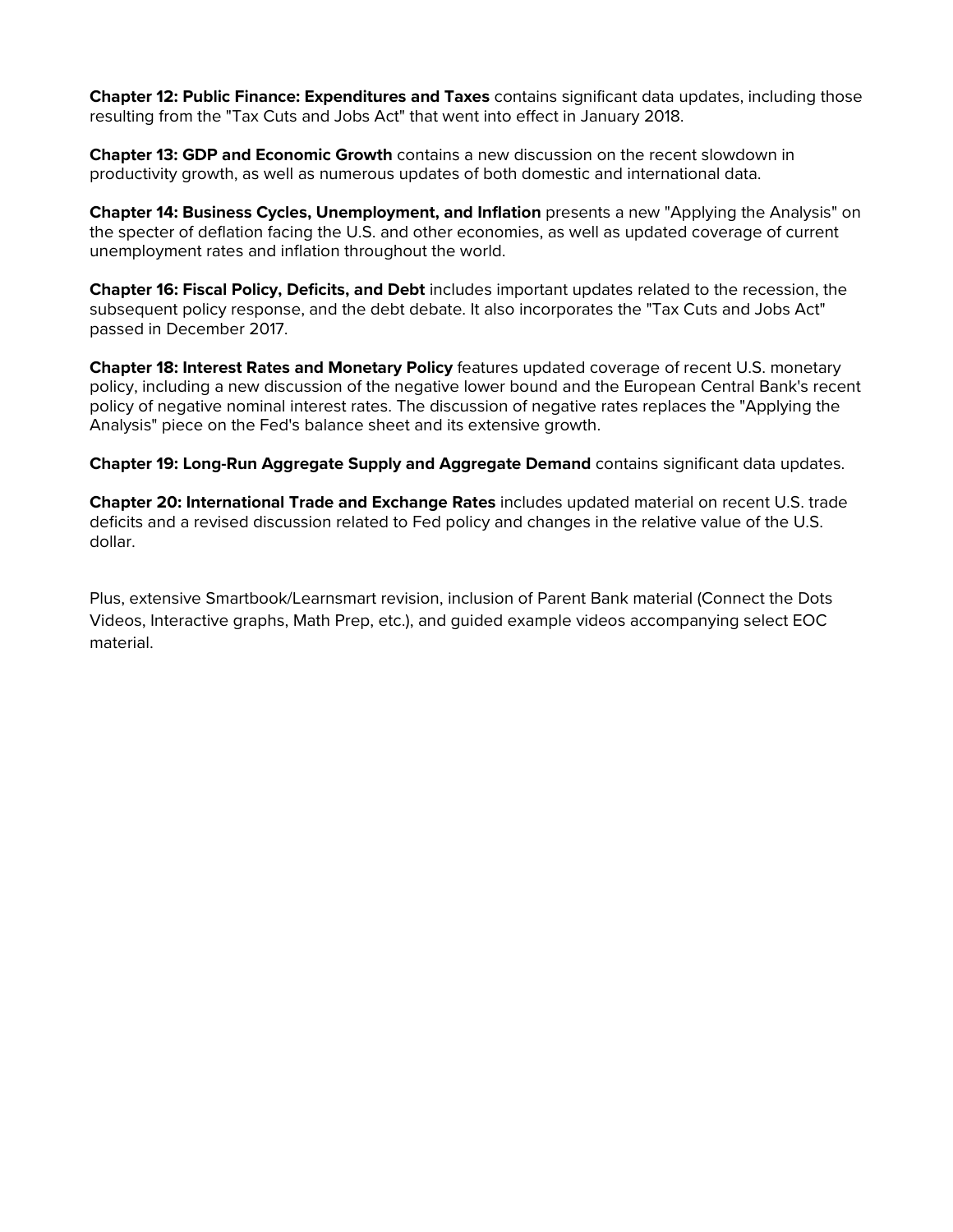**Chapter 12: Public Finance: Expenditures and Taxes** contains significant data updates, including those resulting from the "Tax Cuts and Jobs Act" that went into effect in January 2018.

**Chapter 13: GDP and Economic Growth** contains a new discussion on the recent slowdown in productivity growth, as well as numerous updates of both domestic and international data.

**Chapter 14: Business Cycles, Unemployment, and Inflation** presents a new "Applying the Analysis" on the specter of deflation facing the U.S. and other economies, as well as updated coverage of current unemployment rates and inflation throughout the world.

**Chapter 16: Fiscal Policy, Deficits, and Debt** includes important updates related to the recession, the subsequent policy response, and the debt debate. It also incorporates the "Tax Cuts and Jobs Act" passed in December 2017.

**Chapter 18: Interest Rates and Monetary Policy** features updated coverage of recent U.S. monetary policy, including a new discussion of the negative lower bound and the European Central Bank's recent policy of negative nominal interest rates. The discussion of negative rates replaces the "Applying the Analysis" piece on the Fed's balance sheet and its extensive growth.

**Chapter 19: Long-Run Aggregate Supply and Aggregate Demand** contains significant data updates.

**Chapter 20: International Trade and Exchange Rates** includes updated material on recent U.S. trade deficits and a revised discussion related to Fed policy and changes in the relative value of the U.S. dollar.

Plus, extensive Smartbook/Learnsmart revision, inclusion of Parent Bank material (Connect the Dots Videos, Interactive graphs, Math Prep, etc.), and guided example videos accompanying select EOC material.